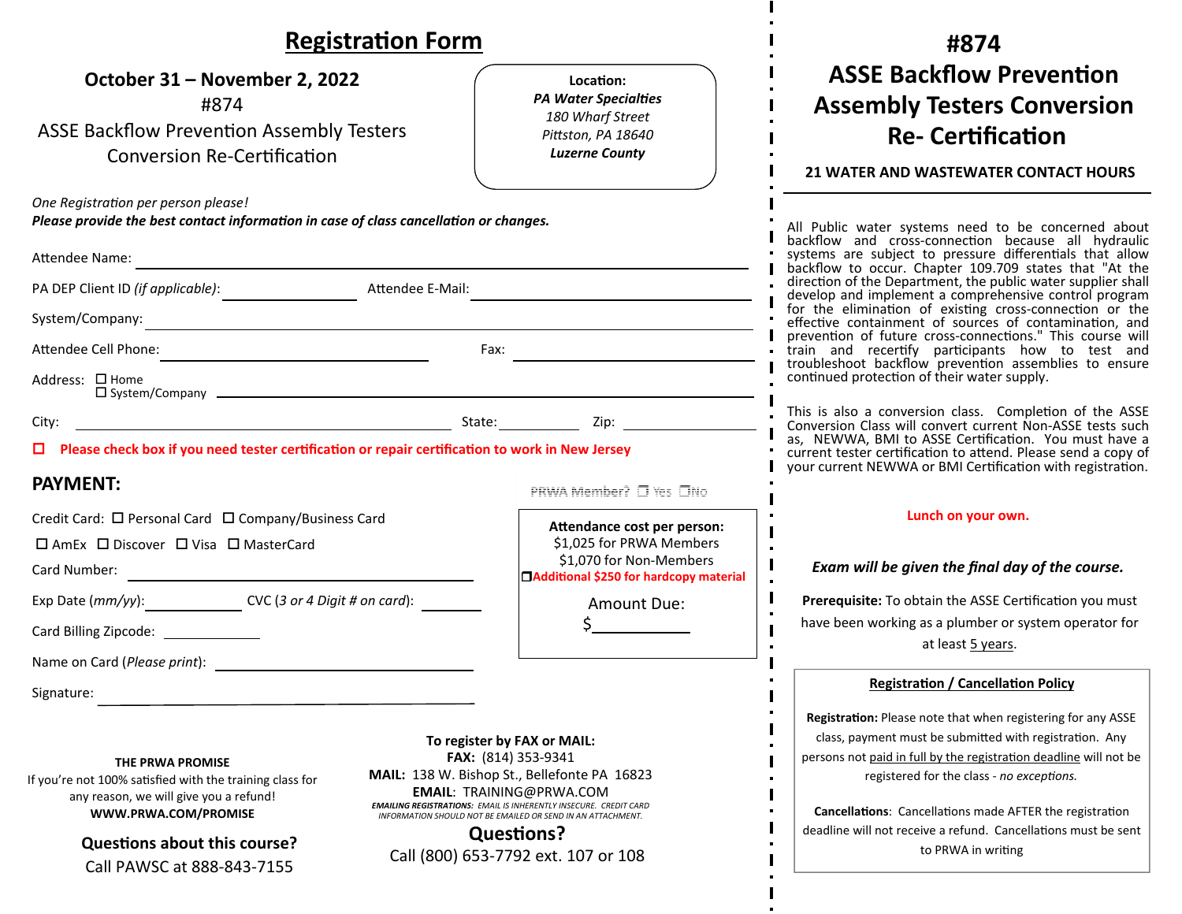# Registration Form

**October 31 – November 2, 2022**

#874

ASSE Backflow Prevention Assembly Testers Conversion Re-Certification

**Location:**
***PA Water Specialties***
*180 Wharf Street*
*Pittston, PA 18640*
***Luzerne County***

*One Registration per person please!*
***Please provide the best contact information in case of class cancellation or changes.***

Attendee Name: ______________________________

PA DEP Client ID *(if applicable)*: ______________ Attendee E-Mail: ______________________

System/Company: ______________________________

Attendee Cell Phone: ______________________ Fax: ______________________

Address: ☐ Home ☐ System/Company ______________________________

City: ______________________ State: __________ Zip: __________

☐ **Please check box if you need tester certification or repair certification to work in New Jersey**

## PAYMENT:

PRWA Member? ☐ Yes ☐ No

Credit Card: ☐ Personal Card ☐ Company/Business Card

☐ AmEx ☐ Discover ☐ Visa ☐ MasterCard

Card Number: ______________________________

Exp Date (*mm/yy*): __________ CVC (*3 or 4 Digit # on card*): __________

Card Billing Zipcode: __________

Name on Card (*Please print*): ______________________________

Signature: ______________________________

**Attendance cost per person:**
$1,025 for PRWA Members
$1,070 for Non-Members
☐ **Additional $250 for hardcopy material**

Amount Due:
$__________

**THE PRWA PROMISE**
If you're not 100% satisfied with the training class for any reason, we will give you a refund!
**WWW.PRWA.COM/PROMISE**

**Questions about this course?**
Call PAWSC at 888-843-7155

**To register by FAX or MAIL:**
**FAX:** (814) 353-9341
**MAIL:** 138 W. Bishop St., Bellefonte PA 16823
**EMAIL**: TRAINING@PRWA.COM
***EMAILING REGISTRATIONS:*** *EMAIL IS INHERENTLY INSECURE. CREDIT CARD INFORMATION SHOULD NOT BE EMAILED OR SEND IN AN ATTACHMENT.*

**Questions?**
Call (800) 653-7792 ext. 107 or 108

# #874 ASSE Backflow Prevention Assembly Testers Conversion Re- Certification

**21 WATER AND WASTEWATER CONTACT HOURS**

All Public water systems need to be concerned about backflow and cross-connection because all hydraulic systems are subject to pressure differentials that allow backflow to occur. Chapter 109.709 states that "At the direction of the Department, the public water supplier shall develop and implement a comprehensive control program for the elimination of existing cross-connection or the effective containment of sources of contamination, and prevention of future cross-connections." This course will train and recertify participants how to test and troubleshoot backflow prevention assemblies to ensure continued protection of their water supply.

This is also a conversion class. Completion of the ASSE Conversion Class will convert current Non-ASSE tests such as, NEWWA, BMI to ASSE Certification. You must have a current tester certification to attend. Please send a copy of your current NEWWA or BMI Certification with registration.

**Lunch on your own.**

***Exam will be given the final day of the course.***

**Prerequisite:** To obtain the ASSE Certification you must have been working as a plumber or system operator for at least 5 years.

**Registration / Cancellation Policy**

**Registration:** Please note that when registering for any ASSE class, payment must be submitted with registration. Any persons not paid in full by the registration deadline will not be registered for the class - *no exceptions.*

**Cancellations**: Cancellations made AFTER the registration deadline will not receive a refund. Cancellations must be sent to PRWA in writing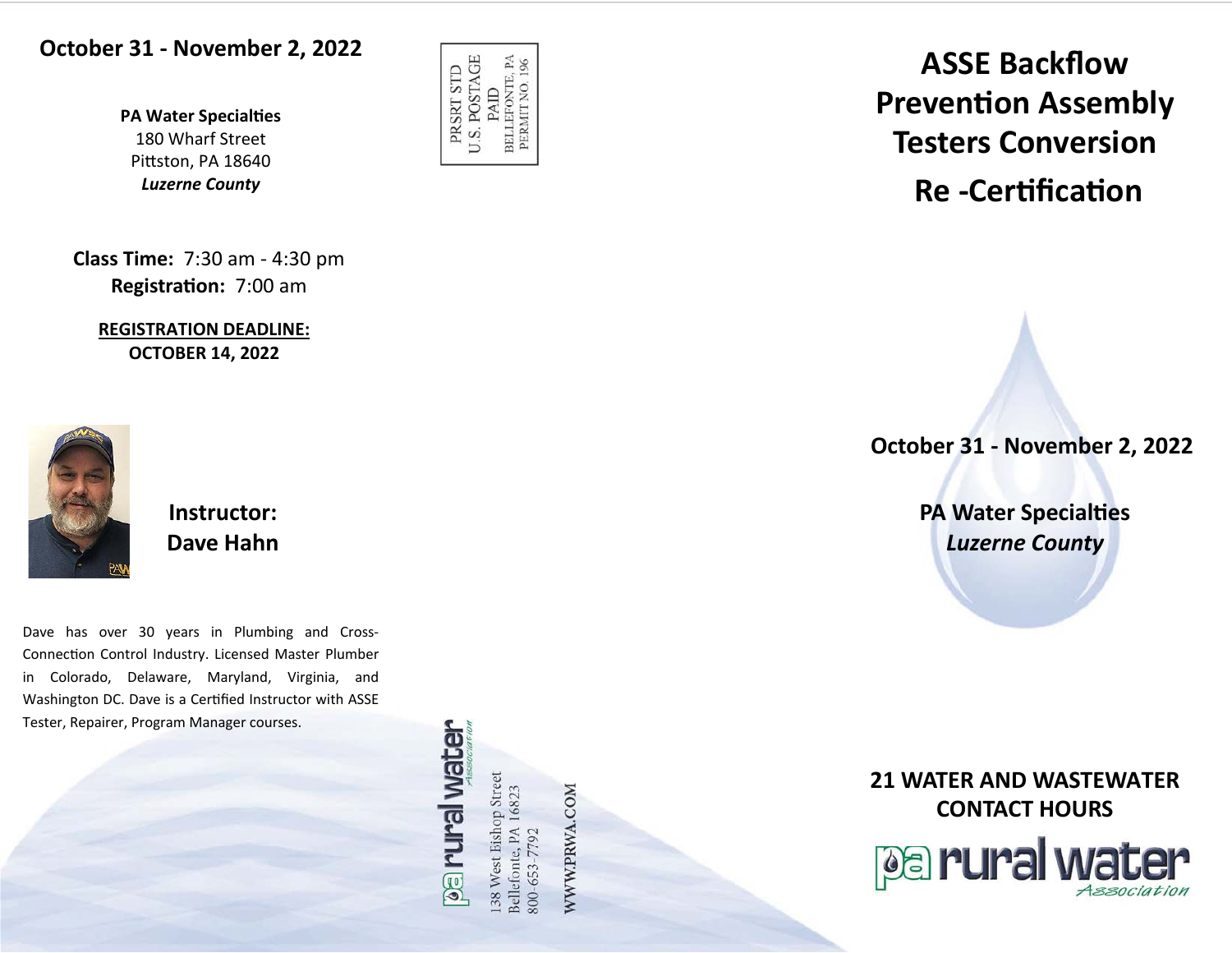**October 31 - November 2, 2022**

**PA Water Specialties**
180 Wharf Street
Pittston, PA 18640
***Luzerne County***

**Class Time:** 7:30 am - 4:30 pm
**Registration:** 7:00 am

**REGISTRATION DEADLINE:**
**OCTOBER 14, 2022**

**Instructor:**
**Dave Hahn**

Dave has over 30 years in Plumbing and Cross-Connection Control Industry. Licensed Master Plumber in Colorado, Delaware, Maryland, Virginia, and Washington DC. Dave is a Certified Instructor with ASSE Tester, Repairer, Program Manager courses.

PRSRT STD
U.S. POSTAGE
PAID
BELLEFONTE, PA
PERMIT NO. 196

pa rural water Association
138 West Bishop Street
Bellefonte, PA 16823
800-653-7792

WWW.PRWA.COM

# ASSE Backflow Prevention Assembly Testers Conversion Re -Certification

**October 31 - November 2, 2022**

**PA Water Specialties**
***Luzerne County***

**21 WATER AND WASTEWATER CONTACT HOURS**

pa rural water Association